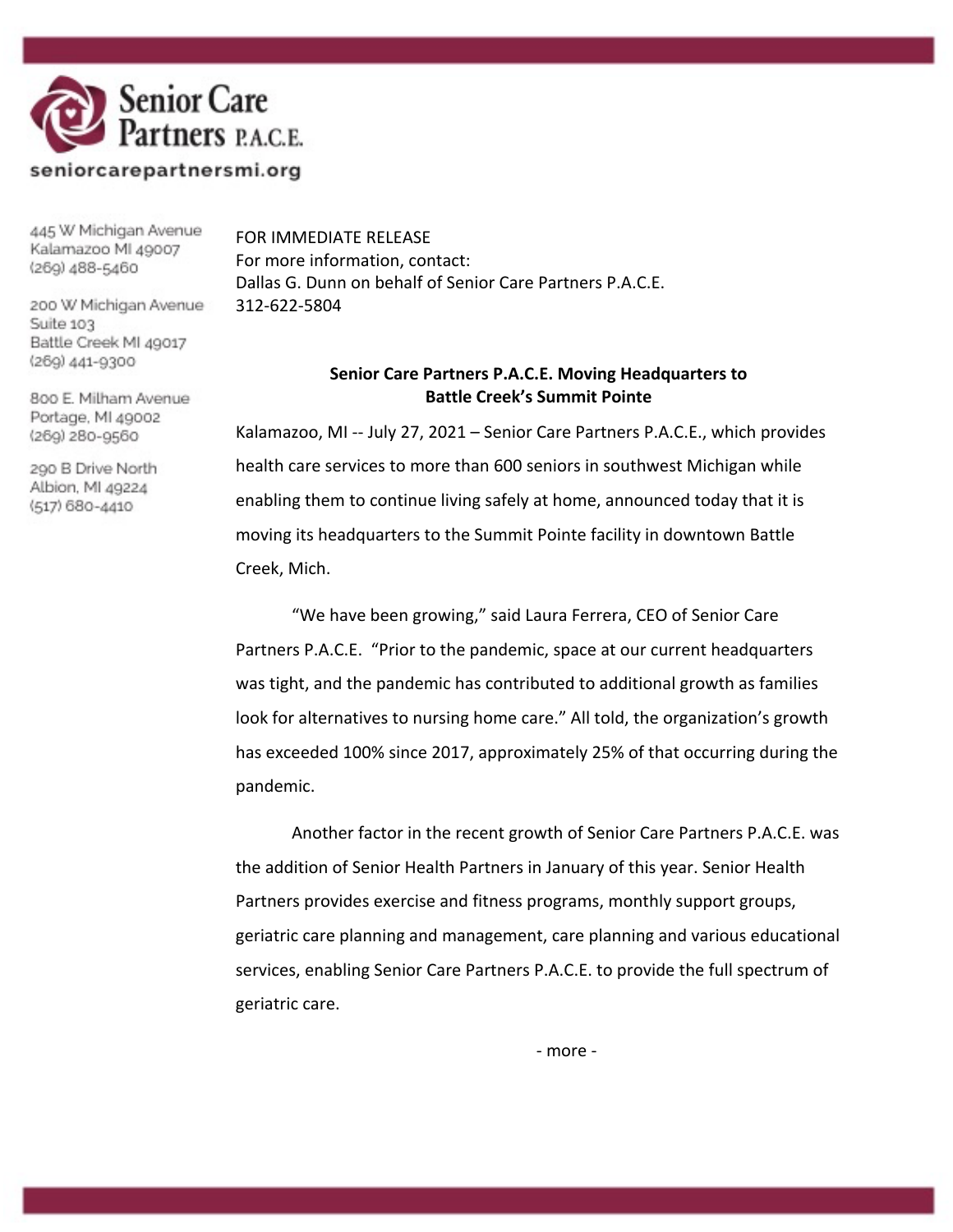Senior Care Partners P.A.C.E.

seniorcarepartnersmi.org

445 W Michigan Avenue
Kalamazoo MI 49007
(269) 488-5460

200 W Michigan Avenue
Suite 103
Battle Creek MI 49017
(269) 441-9300

800 E. Milham Avenue
Portage, MI 49002
(269) 280-9560

290 B Drive North
Albion, MI 49224
(517) 680-4410

FOR IMMEDIATE RELEASE
For more information, contact:
Dallas G. Dunn on behalf of Senior Care Partners P.A.C.E.
312-622-5804

**Senior Care Partners P.A.C.E. Moving Headquarters to Battle Creek's Summit Pointe**

Kalamazoo, MI -- July 27, 2021 – Senior Care Partners P.A.C.E., which provides health care services to more than 600 seniors in southwest Michigan while enabling them to continue living safely at home, announced today that it is moving its headquarters to the Summit Pointe facility in downtown Battle Creek, Mich.

"We have been growing," said Laura Ferrera, CEO of Senior Care Partners P.A.C.E. "Prior to the pandemic, space at our current headquarters was tight, and the pandemic has contributed to additional growth as families look for alternatives to nursing home care." All told, the organization's growth has exceeded 100% since 2017, approximately 25% of that occurring during the pandemic.

Another factor in the recent growth of Senior Care Partners P.A.C.E. was the addition of Senior Health Partners in January of this year. Senior Health Partners provides exercise and fitness programs, monthly support groups, geriatric care planning and management, care planning and various educational services, enabling Senior Care Partners P.A.C.E. to provide the full spectrum of geriatric care.

- more -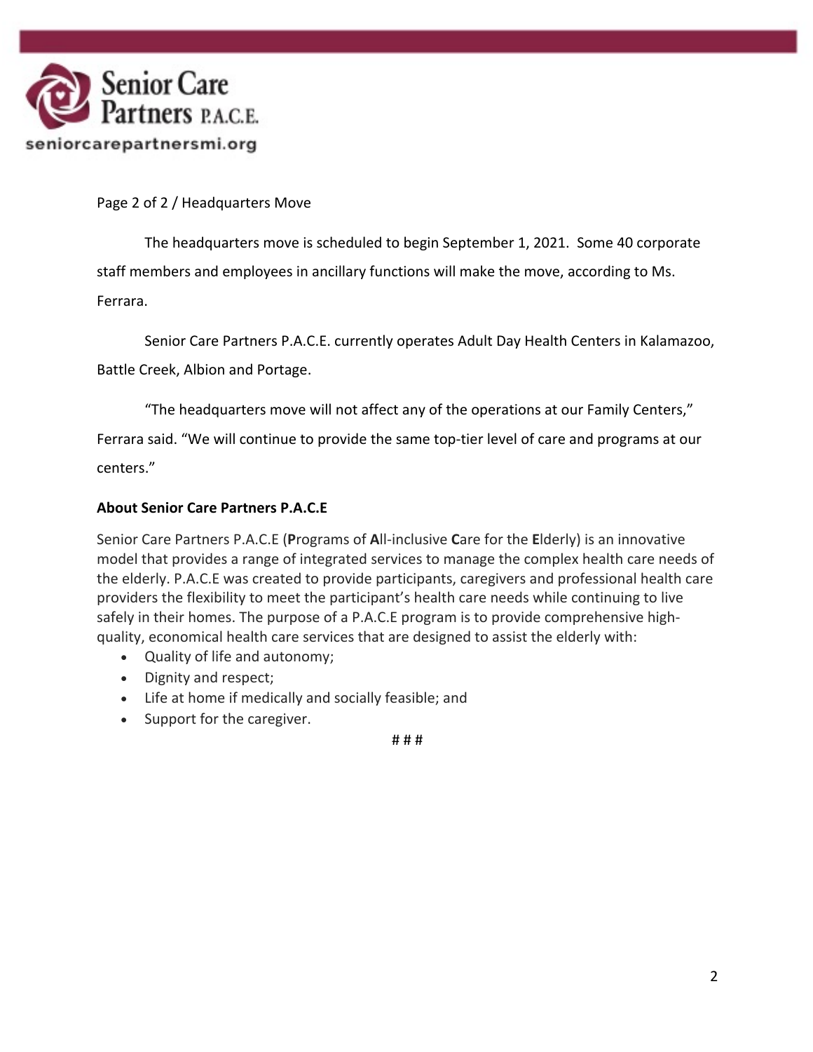Page 2 of 2 / Headquarters Move

The headquarters move is scheduled to begin September 1, 2021. Some 40 corporate staff members and employees in ancillary functions will make the move, according to Ms. Ferrara.

Senior Care Partners P.A.C.E. currently operates Adult Day Health Centers in Kalamazoo, Battle Creek, Albion and Portage.

"The headquarters move will not affect any of the operations at our Family Centers," Ferrara said. "We will continue to provide the same top-tier level of care and programs at our centers."

**About Senior Care Partners P.A.C.E**

Senior Care Partners P.A.C.E (**P**rograms of **A**ll-inclusive **C**are for the **E**lderly) is an innovative model that provides a range of integrated services to manage the complex health care needs of the elderly. P.A.C.E was created to provide participants, caregivers and professional health care providers the flexibility to meet the participant's health care needs while continuing to live safely in their homes. The purpose of a P.A.C.E program is to provide comprehensive high-quality, economical health care services that are designed to assist the elderly with:

- Quality of life and autonomy;
- Dignity and respect;
- Life at home if medically and socially feasible; and
- Support for the caregiver.

# # #